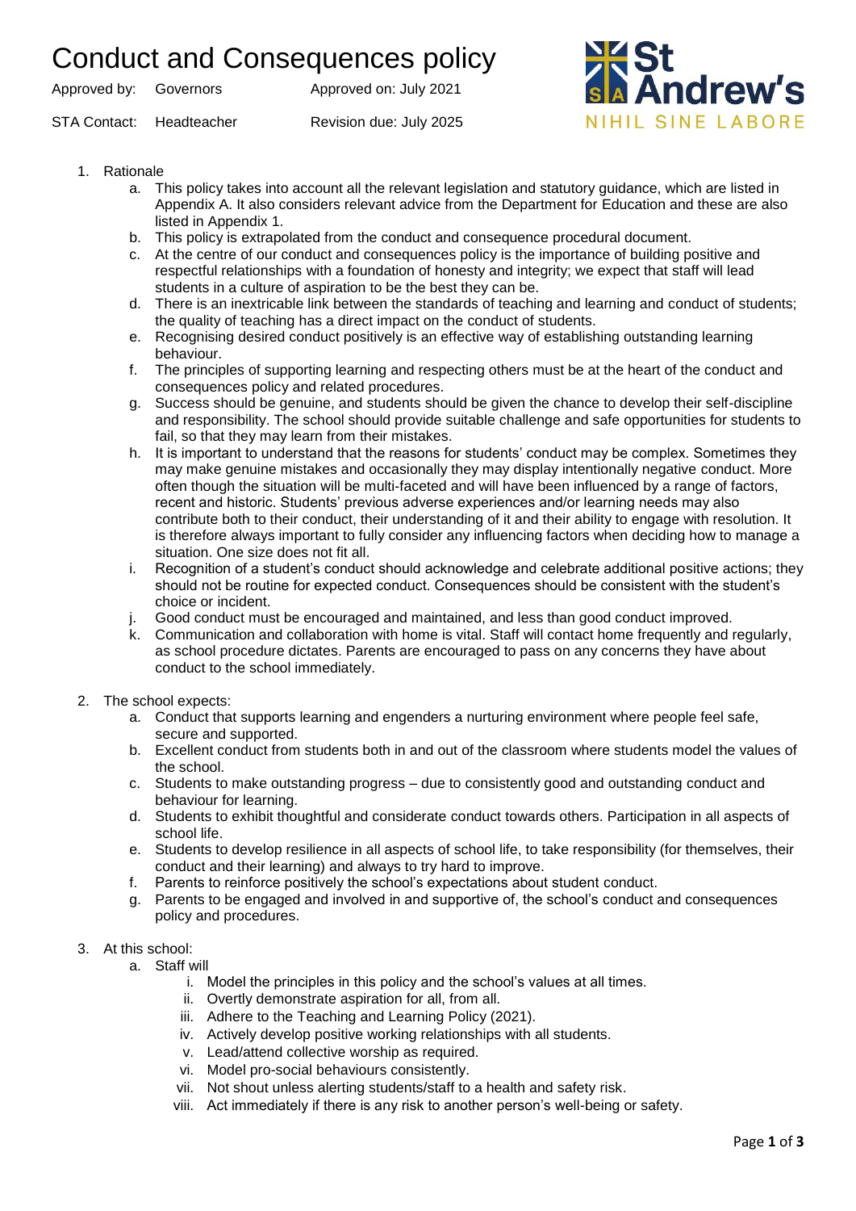# Conduct and Consequences policy

Approved by: Governors Approved on: July 2021

STA Contact: Headteacher Revision due: July 2025

1. Rationale
    a. This policy takes into account all the relevant legislation and statutory guidance, which are listed in Appendix A. It also considers relevant advice from the Department for Education and these are also listed in Appendix 1.
    b. This policy is extrapolated from the conduct and consequence procedural document.
    c. At the centre of our conduct and consequences policy is the importance of building positive and respectful relationships with a foundation of honesty and integrity; we expect that staff will lead students in a culture of aspiration to be the best they can be.
    d. There is an inextricable link between the standards of teaching and learning and conduct of students; the quality of teaching has a direct impact on the conduct of students.
    e. Recognising desired conduct positively is an effective way of establishing outstanding learning behaviour.
    f. The principles of supporting learning and respecting others must be at the heart of the conduct and consequences policy and related procedures.
    g. Success should be genuine, and students should be given the chance to develop their self-discipline and responsibility. The school should provide suitable challenge and safe opportunities for students to fail, so that they may learn from their mistakes.
    h. It is important to understand that the reasons for students' conduct may be complex. Sometimes they may make genuine mistakes and occasionally they may display intentionally negative conduct. More often though the situation will be multi-faceted and will have been influenced by a range of factors, recent and historic. Students' previous adverse experiences and/or learning needs may also contribute both to their conduct, their understanding of it and their ability to engage with resolution. It is therefore always important to fully consider any influencing factors when deciding how to manage a situation. One size does not fit all.
    i. Recognition of a student's conduct should acknowledge and celebrate additional positive actions; they should not be routine for expected conduct. Consequences should be consistent with the student's choice or incident.
    j. Good conduct must be encouraged and maintained, and less than good conduct improved.
    k. Communication and collaboration with home is vital. Staff will contact home frequently and regularly, as school procedure dictates. Parents are encouraged to pass on any concerns they have about conduct to the school immediately.

2. The school expects:
    a. Conduct that supports learning and engenders a nurturing environment where people feel safe, secure and supported.
    b. Excellent conduct from students both in and out of the classroom where students model the values of the school.
    c. Students to make outstanding progress – due to consistently good and outstanding conduct and behaviour for learning.
    d. Students to exhibit thoughtful and considerate conduct towards others. Participation in all aspects of school life.
    e. Students to develop resilience in all aspects of school life, to take responsibility (for themselves, their conduct and their learning) and always to try hard to improve.
    f. Parents to reinforce positively the school's expectations about student conduct.
    g. Parents to be engaged and involved in and supportive of, the school's conduct and consequences policy and procedures.

3. At this school:
    a. Staff will
        i. Model the principles in this policy and the school's values at all times.
        ii. Overtly demonstrate aspiration for all, from all.
        iii. Adhere to the Teaching and Learning Policy (2021).
        iv. Actively develop positive working relationships with all students.
        v. Lead/attend collective worship as required.
        vi. Model pro-social behaviours consistently.
        vii. Not shout unless alerting students/staff to a health and safety risk.
        viii. Act immediately if there is any risk to another person's well-being or safety.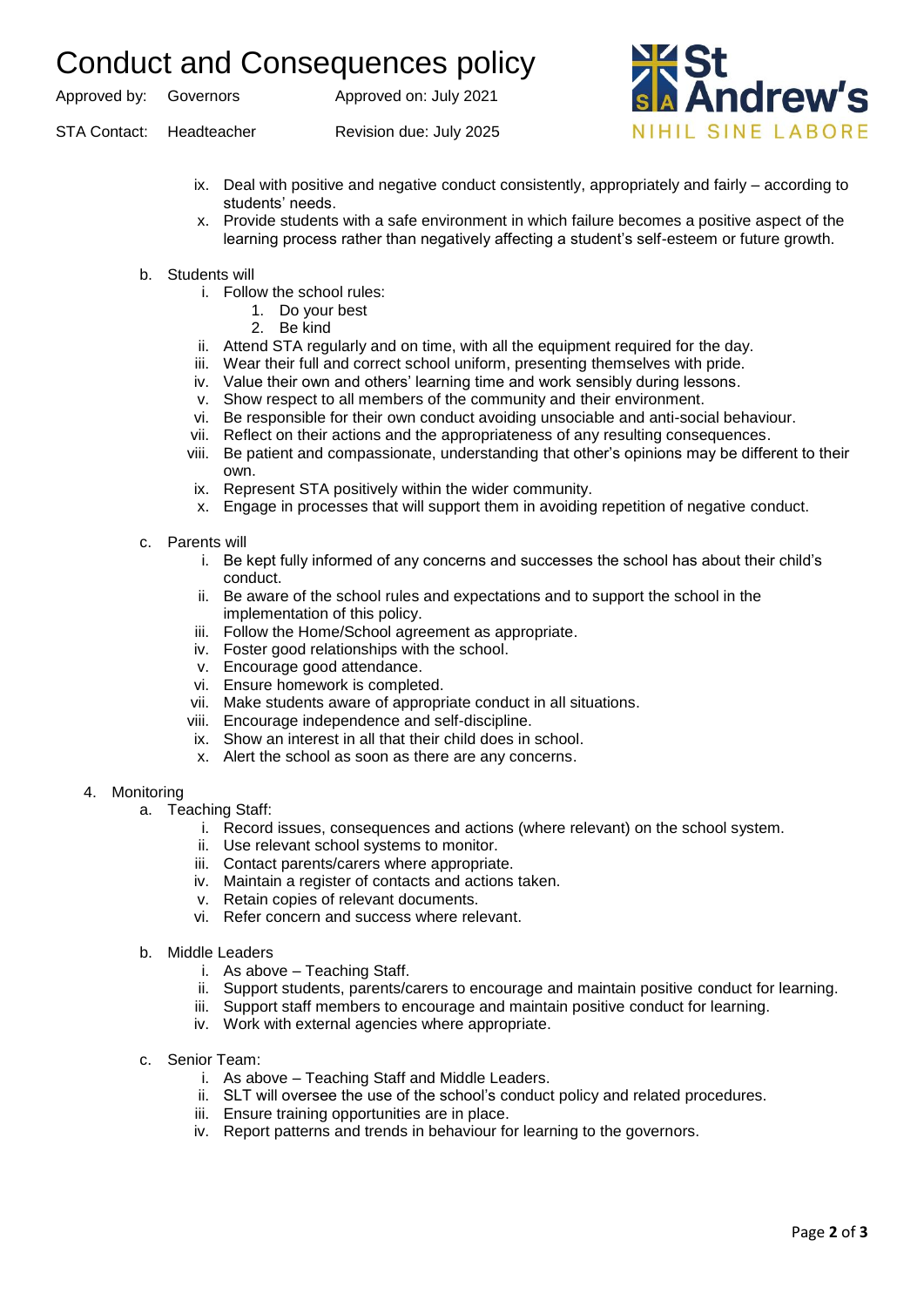ix. Deal with positive and negative conduct consistently, appropriately and fairly – according to students' needs.
   x. Provide students with a safe environment in which failure becomes a positive aspect of the learning process rather than negatively affecting a student's self-esteem or future growth.

b. Students will
   i. Follow the school rules:
      1. Do your best
      2. Be kind
   ii. Attend STA regularly and on time, with all the equipment required for the day.
   iii. Wear their full and correct school uniform, presenting themselves with pride.
   iv. Value their own and others' learning time and work sensibly during lessons.
   v. Show respect to all members of the community and their environment.
   vi. Be responsible for their own conduct avoiding unsociable and anti-social behaviour.
   vii. Reflect on their actions and the appropriateness of any resulting consequences.
   viii. Be patient and compassionate, understanding that other's opinions may be different to their own.
   ix. Represent STA positively within the wider community.
   x. Engage in processes that will support them in avoiding repetition of negative conduct.

c. Parents will
   i. Be kept fully informed of any concerns and successes the school has about their child's conduct.
   ii. Be aware of the school rules and expectations and to support the school in the implementation of this policy.
   iii. Follow the Home/School agreement as appropriate.
   iv. Foster good relationships with the school.
   v. Encourage good attendance.
   vi. Ensure homework is completed.
   vii. Make students aware of appropriate conduct in all situations.
   viii. Encourage independence and self-discipline.
   ix. Show an interest in all that their child does in school.
   x. Alert the school as soon as there are any concerns.

4. Monitoring
   a. Teaching Staff:
      i. Record issues, consequences and actions (where relevant) on the school system.
      ii. Use relevant school systems to monitor.
      iii. Contact parents/carers where appropriate.
      iv. Maintain a register of contacts and actions taken.
      v. Retain copies of relevant documents.
      vi. Refer concern and success where relevant.

   b. Middle Leaders
      i. As above – Teaching Staff.
      ii. Support students, parents/carers to encourage and maintain positive conduct for learning.
      iii. Support staff members to encourage and maintain positive conduct for learning.
      iv. Work with external agencies where appropriate.

   c. Senior Team:
      i. As above – Teaching Staff and Middle Leaders.
      ii. SLT will oversee the use of the school's conduct policy and related procedures.
      iii. Ensure training opportunities are in place.
      iv. Report patterns and trends in behaviour for learning to the governors.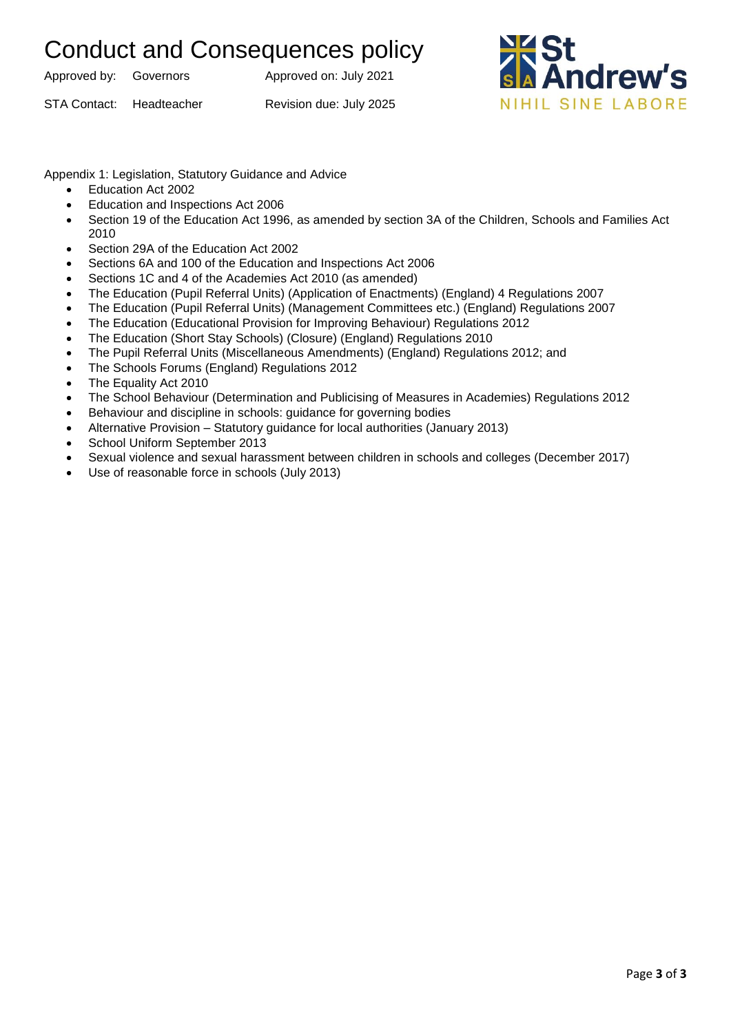# Conduct and Consequences policy

Approved by: Governors Approved on: July 2021

STA Contact: Headteacher Revision due: July 2025

Appendix 1: Legislation, Statutory Guidance and Advice

- Education Act 2002
- Education and Inspections Act 2006
- Section 19 of the Education Act 1996, as amended by section 3A of the Children, Schools and Families Act 2010
- Section 29A of the Education Act 2002
- Sections 6A and 100 of the Education and Inspections Act 2006
- Sections 1C and 4 of the Academies Act 2010 (as amended)
- The Education (Pupil Referral Units) (Application of Enactments) (England) 4 Regulations 2007
- The Education (Pupil Referral Units) (Management Committees etc.) (England) Regulations 2007
- The Education (Educational Provision for Improving Behaviour) Regulations 2012
- The Education (Short Stay Schools) (Closure) (England) Regulations 2010
- The Pupil Referral Units (Miscellaneous Amendments) (England) Regulations 2012; and
- The Schools Forums (England) Regulations 2012
- The Equality Act 2010
- The School Behaviour (Determination and Publicising of Measures in Academies) Regulations 2012
- Behaviour and discipline in schools: guidance for governing bodies
- Alternative Provision – Statutory guidance for local authorities (January 2013)
- School Uniform September 2013
- Sexual violence and sexual harassment between children in schools and colleges (December 2017)
- Use of reasonable force in schools (July 2013)